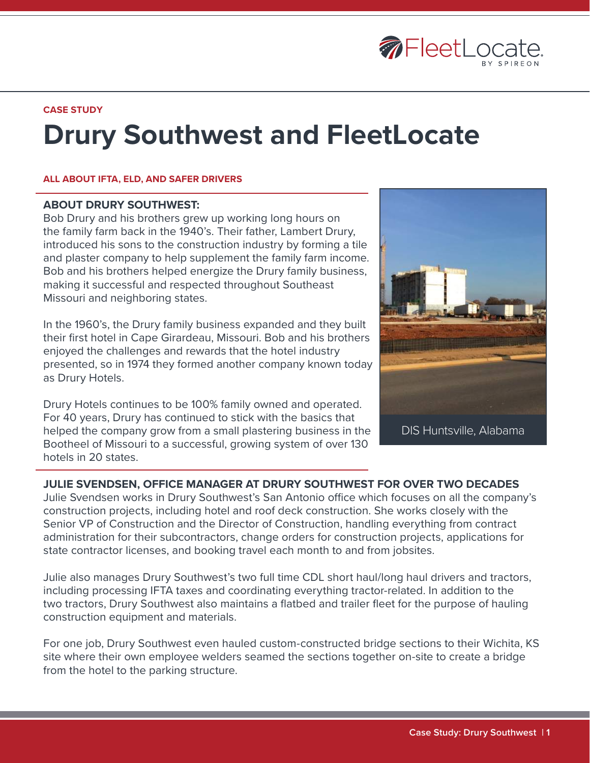FleetLocate. BY SPIREON

CASE STUDY

# Drury Southwest and FleetLocate

**ALL ABOUT IFTA, ELD, AND SAFER DRIVERS**

## ABOUT DRURY SOUTHWEST:

Bob Drury and his brothers grew up working long hours on the family farm back in the 1940's. Their father, Lambert Drury, introduced his sons to the construction industry by forming a tile and plaster company to help supplement the family farm income. Bob and his brothers helped energize the Drury family business, making it successful and respected throughout Southeast Missouri and neighboring states.

In the 1960's, the Drury family business expanded and they built their first hotel in Cape Girardeau, Missouri. Bob and his brothers enjoyed the challenges and rewards that the hotel industry presented, so in 1974 they formed another company known today as Drury Hotels.

Drury Hotels continues to be 100% family owned and operated. For 40 years, Drury has continued to stick with the basics that helped the company grow from a small plastering business in the Bootheel of Missouri to a successful, growing system of over 130 hotels in 20 states.

DIS Huntsville, Alabama

## JULIE SVENDSEN, OFFICE MANAGER AT DRURY SOUTHWEST FOR OVER TWO DECADES

Julie Svendsen works in Drury Southwest's San Antonio office which focuses on all the company's construction projects, including hotel and roof deck construction. She works closely with the Senior VP of Construction and the Director of Construction, handling everything from contract administration for their subcontractors, change orders for construction projects, applications for state contractor licenses, and booking travel each month to and from jobsites.

Julie also manages Drury Southwest's two full time CDL short haul/long haul drivers and tractors, including processing IFTA taxes and coordinating everything tractor-related. In addition to the two tractors, Drury Southwest also maintains a flatbed and trailer fleet for the purpose of hauling construction equipment and materials.

For one job, Drury Southwest even hauled custom-constructed bridge sections to their Wichita, KS site where their own employee welders seamed the sections together on-site to create a bridge from the hotel to the parking structure.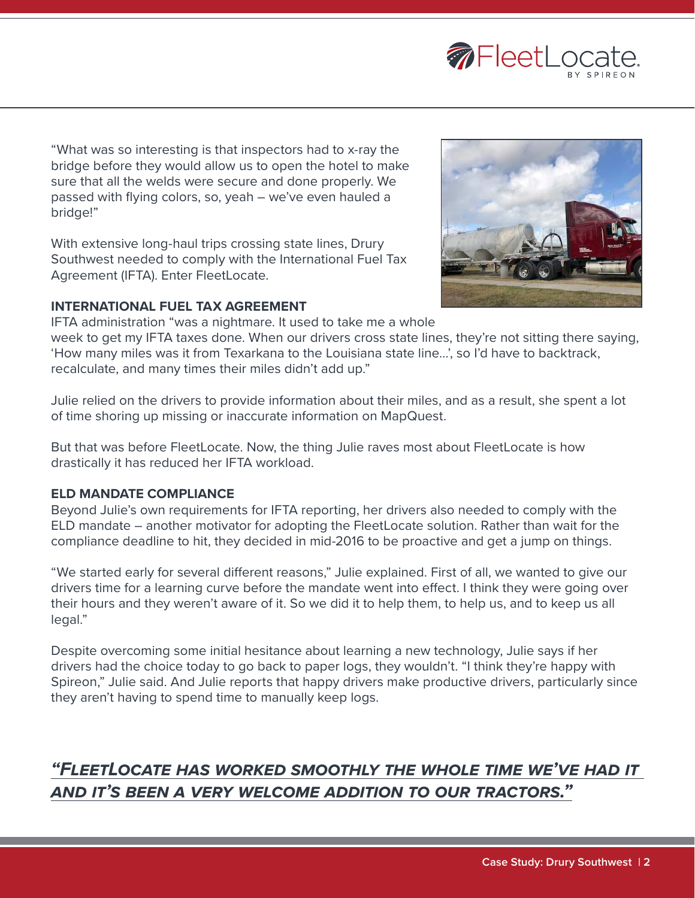"What was so interesting is that inspectors had to x-ray the bridge before they would allow us to open the hotel to make sure that all the welds were secure and done properly. We passed with flying colors, so, yeah – we've even hauled a bridge!"

With extensive long-haul trips crossing state lines, Drury Southwest needed to comply with the International Fuel Tax Agreement (IFTA). Enter FleetLocate.

**INTERNATIONAL FUEL TAX AGREEMENT**

IFTA administration "was a nightmare. It used to take me a whole week to get my IFTA taxes done. When our drivers cross state lines, they're not sitting there saying, 'How many miles was it from Texarkana to the Louisiana state line...', so I'd have to backtrack, recalculate, and many times their miles didn't add up."

Julie relied on the drivers to provide information about their miles, and as a result, she spent a lot of time shoring up missing or inaccurate information on MapQuest.

But that was before FleetLocate. Now, the thing Julie raves most about FleetLocate is how drastically it has reduced her IFTA workload.

**ELD MANDATE COMPLIANCE**

Beyond Julie's own requirements for IFTA reporting, her drivers also needed to comply with the ELD mandate – another motivator for adopting the FleetLocate solution. Rather than wait for the compliance deadline to hit, they decided in mid-2016 to be proactive and get a jump on things.

"We started early for several different reasons," Julie explained. First of all, we wanted to give our drivers time for a learning curve before the mandate went into effect. I think they were going over their hours and they weren't aware of it. So we did it to help them, to help us, and to keep us all legal."

Despite overcoming some initial hesitance about learning a new technology, Julie says if her drivers had the choice today to go back to paper logs, they wouldn't. "I think they're happy with Spireon," Julie said. And Julie reports that happy drivers make productive drivers, particularly since they aren't having to spend time to manually keep logs.

***"FLEETLOCATE HAS WORKED SMOOTHLY THE WHOLE TIME WE'VE HAD IT AND IT'S BEEN A VERY WELCOME ADDITION TO OUR TRACTORS."***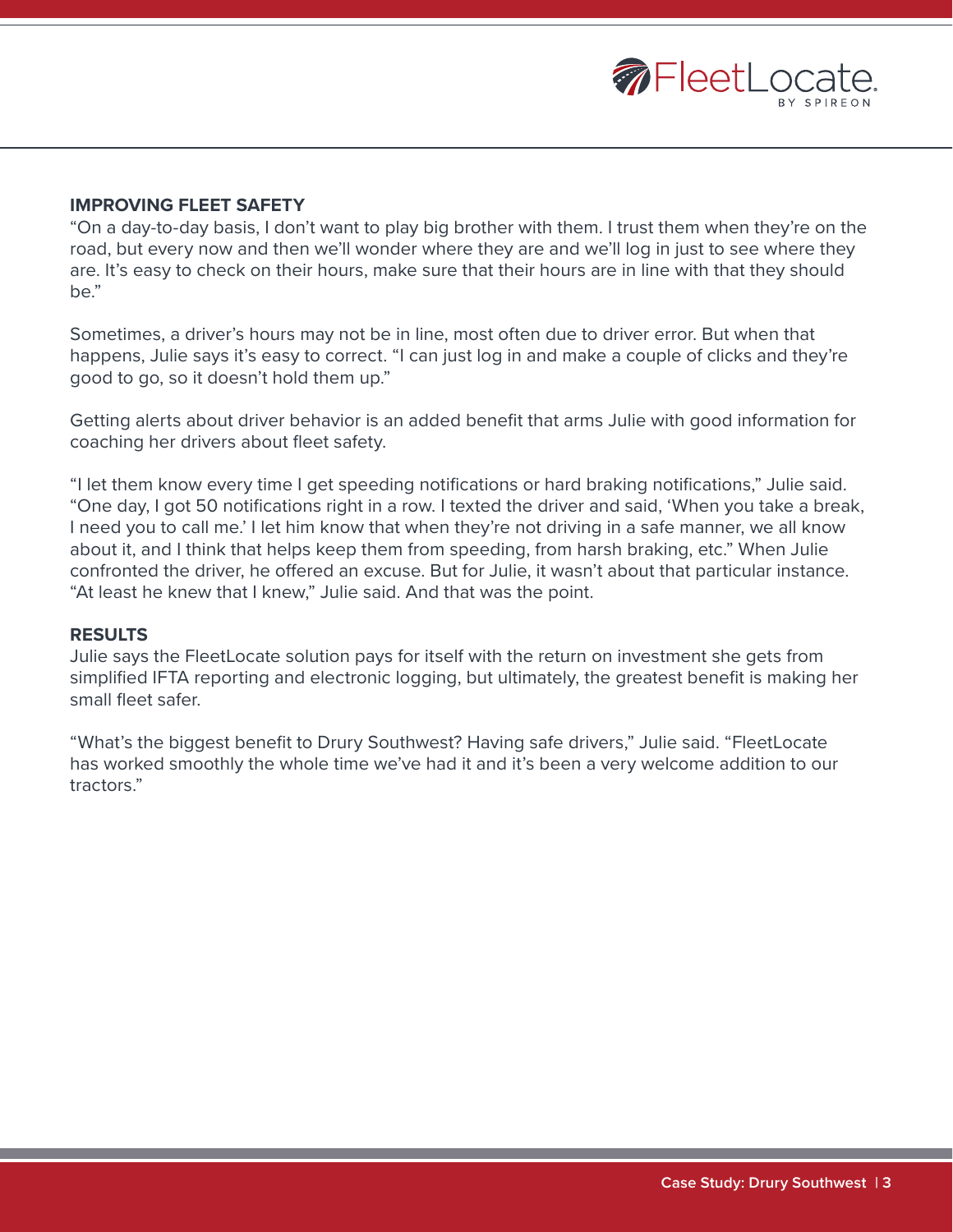## IMPROVING FLEET SAFETY

"On a day-to-day basis, I don't want to play big brother with them. I trust them when they're on the road, but every now and then we'll wonder where they are and we'll log in just to see where they are. It's easy to check on their hours, make sure that their hours are in line with that they should be."

Sometimes, a driver's hours may not be in line, most often due to driver error. But when that happens, Julie says it's easy to correct. "I can just log in and make a couple of clicks and they're good to go, so it doesn't hold them up."

Getting alerts about driver behavior is an added benefit that arms Julie with good information for coaching her drivers about fleet safety.

"I let them know every time I get speeding notifications or hard braking notifications," Julie said. "One day, I got 50 notifications right in a row. I texted the driver and said, 'When you take a break, I need you to call me.' I let him know that when they're not driving in a safe manner, we all know about it, and I think that helps keep them from speeding, from harsh braking, etc." When Julie confronted the driver, he offered an excuse. But for Julie, it wasn't about that particular instance. "At least he knew that I knew," Julie said. And that was the point.

## RESULTS

Julie says the FleetLocate solution pays for itself with the return on investment she gets from simplified IFTA reporting and electronic logging, but ultimately, the greatest benefit is making her small fleet safer.

"What's the biggest benefit to Drury Southwest? Having safe drivers," Julie said. "FleetLocate has worked smoothly the whole time we've had it and it's been a very welcome addition to our tractors."